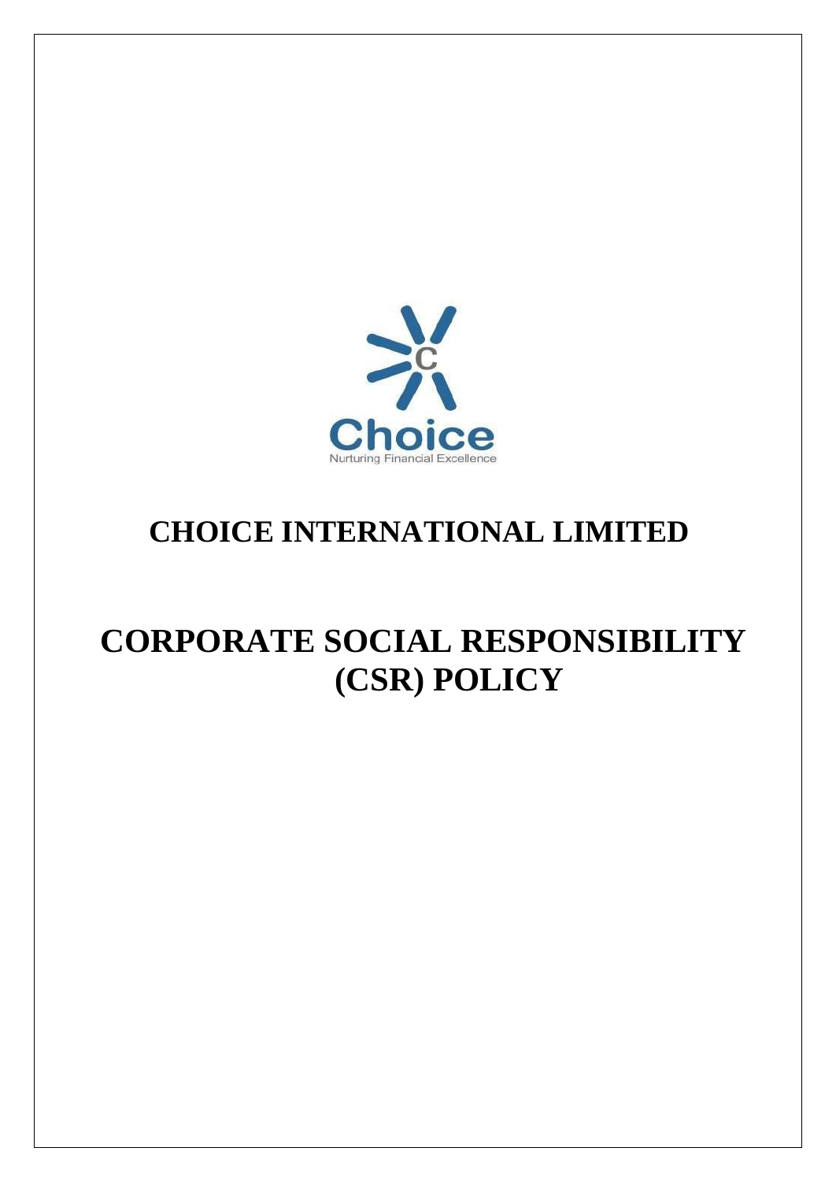Choice

Nurturing Financial Excellence

# CHOICE INTERNATIONAL LIMITED

# CORPORATE SOCIAL RESPONSIBILITY (CSR) POLICY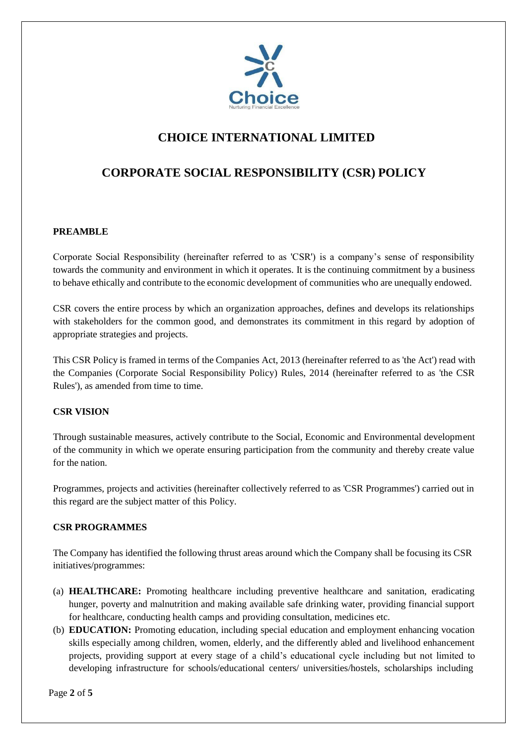# CHOICE INTERNATIONAL LIMITED

## CORPORATE SOCIAL RESPONSIBILITY (CSR) POLICY

**PREAMBLE**

Corporate Social Responsibility (hereinafter referred to as 'CSR') is a company's sense of responsibility towards the community and environment in which it operates. It is the continuing commitment by a business to behave ethically and contribute to the economic development of communities who are unequally endowed.

CSR covers the entire process by which an organization approaches, defines and develops its relationships with stakeholders for the common good, and demonstrates its commitment in this regard by adoption of appropriate strategies and projects.

This CSR Policy is framed in terms of the Companies Act, 2013 (hereinafter referred to as 'the Act') read with the Companies (Corporate Social Responsibility Policy) Rules, 2014 (hereinafter referred to as 'the CSR Rules'), as amended from time to time.

**CSR VISION**

Through sustainable measures, actively contribute to the Social, Economic and Environmental development of the community in which we operate ensuring participation from the community and thereby create value for the nation.

Programmes, projects and activities (hereinafter collectively referred to as 'CSR Programmes') carried out in this regard are the subject matter of this Policy.

**CSR PROGRAMMES**

The Company has identified the following thrust areas around which the Company shall be focusing its CSR initiatives/programmes:

(a) **HEALTHCARE:** Promoting healthcare including preventive healthcare and sanitation, eradicating hunger, poverty and malnutrition and making available safe drinking water, providing financial support for healthcare, conducting health camps and providing consultation, medicines etc.

(b) **EDUCATION:** Promoting education, including special education and employment enhancing vocation skills especially among children, women, elderly, and the differently abled and livelihood enhancement projects, providing support at every stage of a child's educational cycle including but not limited to developing infrastructure for schools/educational centers/ universities/hostels, scholarships including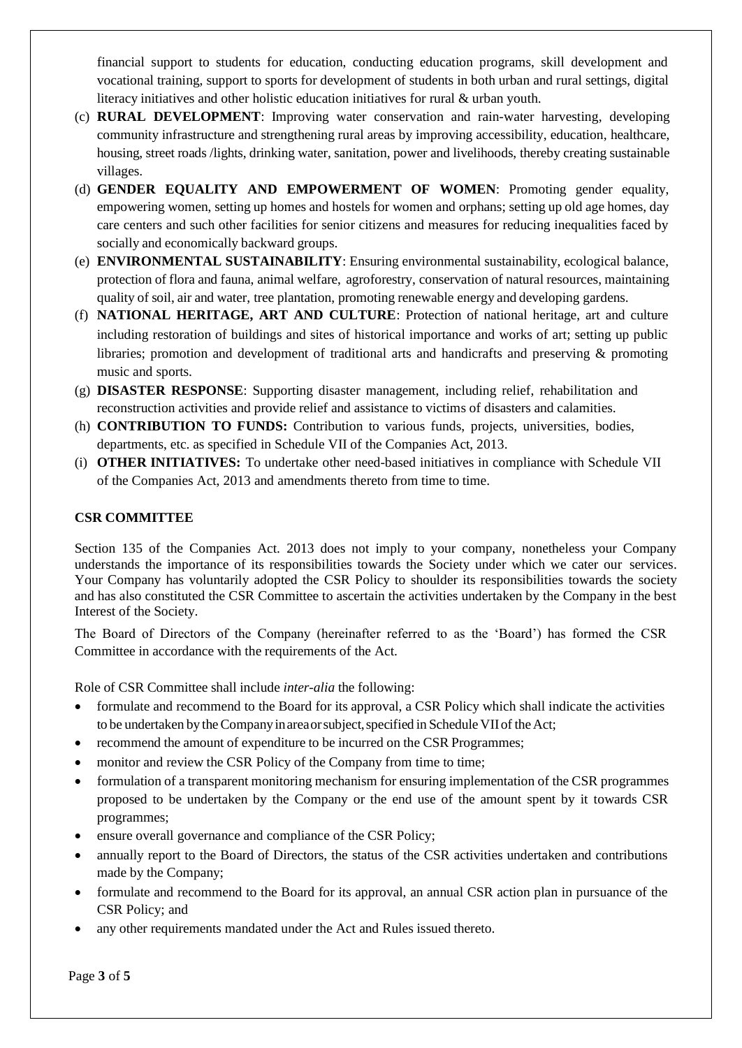financial support to students for education, conducting education programs, skill development and vocational training, support to sports for development of students in both urban and rural settings, digital literacy initiatives and other holistic education initiatives for rural & urban youth.

(c) **RURAL DEVELOPMENT**: Improving water conservation and rain-water harvesting, developing community infrastructure and strengthening rural areas by improving accessibility, education, healthcare, housing, street roads /lights, drinking water, sanitation, power and livelihoods, thereby creating sustainable villages.

(d) **GENDER EQUALITY AND EMPOWERMENT OF WOMEN**: Promoting gender equality, empowering women, setting up homes and hostels for women and orphans; setting up old age homes, day care centers and such other facilities for senior citizens and measures for reducing inequalities faced by socially and economically backward groups.

(e) **ENVIRONMENTAL SUSTAINABILITY**: Ensuring environmental sustainability, ecological balance, protection of flora and fauna, animal welfare, agroforestry, conservation of natural resources, maintaining quality of soil, air and water, tree plantation, promoting renewable energy and developing gardens.

(f) **NATIONAL HERITAGE, ART AND CULTURE**: Protection of national heritage, art and culture including restoration of buildings and sites of historical importance and works of art; setting up public libraries; promotion and development of traditional arts and handicrafts and preserving & promoting music and sports.

(g) **DISASTER RESPONSE**: Supporting disaster management, including relief, rehabilitation and reconstruction activities and provide relief and assistance to victims of disasters and calamities.

(h) **CONTRIBUTION TO FUNDS:** Contribution to various funds, projects, universities, bodies, departments, etc. as specified in Schedule VII of the Companies Act, 2013.

(i) **OTHER INITIATIVES:** To undertake other need-based initiatives in compliance with Schedule VII of the Companies Act, 2013 and amendments thereto from time to time.

## CSR COMMITTEE

Section 135 of the Companies Act. 2013 does not imply to your company, nonetheless your Company understands the importance of its responsibilities towards the Society under which we cater our services. Your Company has voluntarily adopted the CSR Policy to shoulder its responsibilities towards the society and has also constituted the CSR Committee to ascertain the activities undertaken by the Company in the best Interest of the Society.

The Board of Directors of the Company (hereinafter referred to as the 'Board') has formed the CSR Committee in accordance with the requirements of the Act.

Role of CSR Committee shall include *inter-alia* the following:

- formulate and recommend to the Board for its approval, a CSR Policy which shall indicate the activities to be undertaken by the Company in area or subject, specified in Schedule VII of the Act;
- recommend the amount of expenditure to be incurred on the CSR Programmes;
- monitor and review the CSR Policy of the Company from time to time;
- formulation of a transparent monitoring mechanism for ensuring implementation of the CSR programmes proposed to be undertaken by the Company or the end use of the amount spent by it towards CSR programmes;
- ensure overall governance and compliance of the CSR Policy;
- annually report to the Board of Directors, the status of the CSR activities undertaken and contributions made by the Company;
- formulate and recommend to the Board for its approval, an annual CSR action plan in pursuance of the CSR Policy; and
- any other requirements mandated under the Act and Rules issued thereto.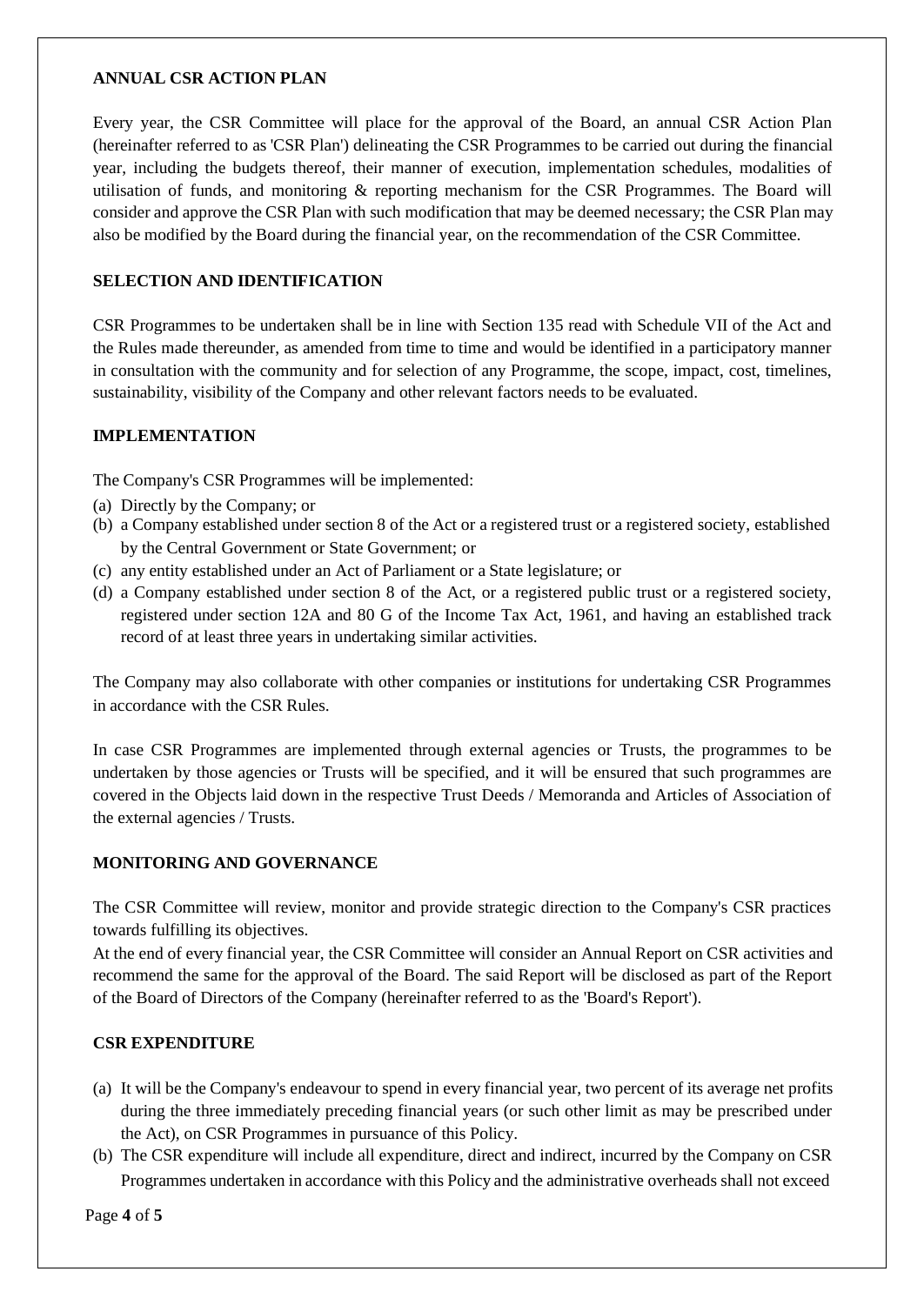## ANNUAL CSR ACTION PLAN

Every year, the CSR Committee will place for the approval of the Board, an annual CSR Action Plan (hereinafter referred to as 'CSR Plan') delineating the CSR Programmes to be carried out during the financial year, including the budgets thereof, their manner of execution, implementation schedules, modalities of utilisation of funds, and monitoring & reporting mechanism for the CSR Programmes. The Board will consider and approve the CSR Plan with such modification that may be deemed necessary; the CSR Plan may also be modified by the Board during the financial year, on the recommendation of the CSR Committee.

## SELECTION AND IDENTIFICATION

CSR Programmes to be undertaken shall be in line with Section 135 read with Schedule VII of the Act and the Rules made thereunder, as amended from time to time and would be identified in a participatory manner in consultation with the community and for selection of any Programme, the scope, impact, cost, timelines, sustainability, visibility of the Company and other relevant factors needs to be evaluated.

## IMPLEMENTATION

The Company's CSR Programmes will be implemented:

(a) Directly by the Company; or
(b) a Company established under section 8 of the Act or a registered trust or a registered society, established by the Central Government or State Government; or
(c) any entity established under an Act of Parliament or a State legislature; or
(d) a Company established under section 8 of the Act, or a registered public trust or a registered society, registered under section 12A and 80 G of the Income Tax Act, 1961, and having an established track record of at least three years in undertaking similar activities.

The Company may also collaborate with other companies or institutions for undertaking CSR Programmes in accordance with the CSR Rules.

In case CSR Programmes are implemented through external agencies or Trusts, the programmes to be undertaken by those agencies or Trusts will be specified, and it will be ensured that such programmes are covered in the Objects laid down in the respective Trust Deeds / Memoranda and Articles of Association of the external agencies / Trusts.

## MONITORING AND GOVERNANCE

The CSR Committee will review, monitor and provide strategic direction to the Company's CSR practices towards fulfilling its objectives.

At the end of every financial year, the CSR Committee will consider an Annual Report on CSR activities and recommend the same for the approval of the Board. The said Report will be disclosed as part of the Report of the Board of Directors of the Company (hereinafter referred to as the 'Board's Report').

## CSR EXPENDITURE

(a) It will be the Company's endeavour to spend in every financial year, two percent of its average net profits during the three immediately preceding financial years (or such other limit as may be prescribed under the Act), on CSR Programmes in pursuance of this Policy.
(b) The CSR expenditure will include all expenditure, direct and indirect, incurred by the Company on CSR Programmes undertaken in accordance with this Policy and the administrative overheads shall not exceed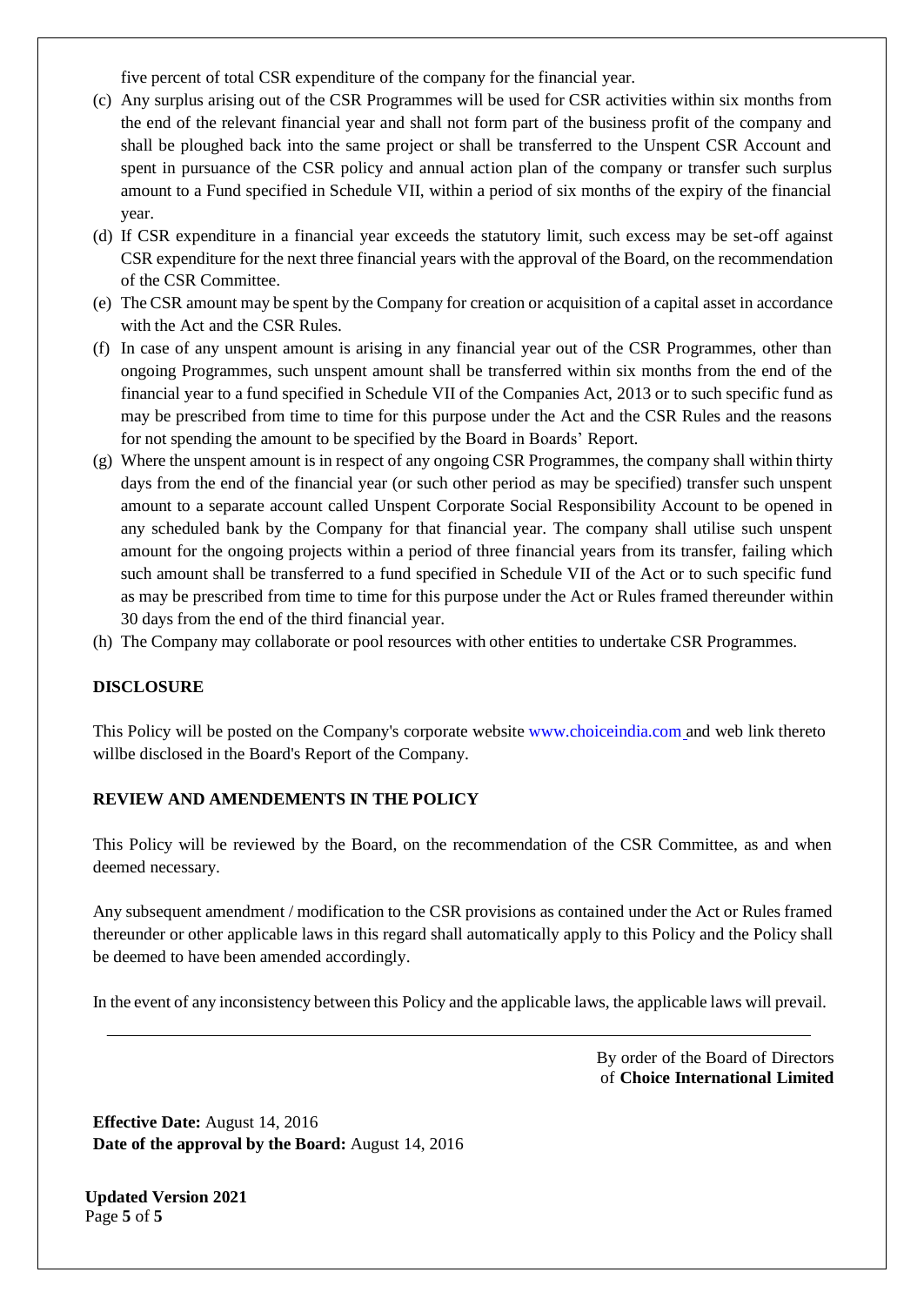five percent of total CSR expenditure of the company for the financial year.

(c) Any surplus arising out of the CSR Programmes will be used for CSR activities within six months from the end of the relevant financial year and shall not form part of the business profit of the company and shall be ploughed back into the same project or shall be transferred to the Unspent CSR Account and spent in pursuance of the CSR policy and annual action plan of the company or transfer such surplus amount to a Fund specified in Schedule VII, within a period of six months of the expiry of the financial year.

(d) If CSR expenditure in a financial year exceeds the statutory limit, such excess may be set-off against CSR expenditure for the next three financial years with the approval of the Board, on the recommendation of the CSR Committee.

(e) The CSR amount may be spent by the Company for creation or acquisition of a capital asset in accordance with the Act and the CSR Rules.

(f) In case of any unspent amount is arising in any financial year out of the CSR Programmes, other than ongoing Programmes, such unspent amount shall be transferred within six months from the end of the financial year to a fund specified in Schedule VII of the Companies Act, 2013 or to such specific fund as may be prescribed from time to time for this purpose under the Act and the CSR Rules and the reasons for not spending the amount to be specified by the Board in Boards' Report.

(g) Where the unspent amount is in respect of any ongoing CSR Programmes, the company shall within thirty days from the end of the financial year (or such other period as may be specified) transfer such unspent amount to a separate account called Unspent Corporate Social Responsibility Account to be opened in any scheduled bank by the Company for that financial year. The company shall utilise such unspent amount for the ongoing projects within a period of three financial years from its transfer, failing which such amount shall be transferred to a fund specified in Schedule VII of the Act or to such specific fund as may be prescribed from time to time for this purpose under the Act or Rules framed thereunder within 30 days from the end of the third financial year.

(h) The Company may collaborate or pool resources with other entities to undertake CSR Programmes.

**DISCLOSURE**

This Policy will be posted on the Company's corporate website www.choiceindia.com and web link thereto willbe disclosed in the Board's Report of the Company.

**REVIEW AND AMENDEMENTS IN THE POLICY**

This Policy will be reviewed by the Board, on the recommendation of the CSR Committee, as and when deemed necessary.

Any subsequent amendment / modification to the CSR provisions as contained under the Act or Rules framed thereunder or other applicable laws in this regard shall automatically apply to this Policy and the Policy shall be deemed to have been amended accordingly.

In the event of any inconsistency between this Policy and the applicable laws, the applicable laws will prevail.

---

By order of the Board of Directors
of **Choice International Limited**

**Effective Date:** August 14, 2016
**Date of the approval by the Board:** August 14, 2016

**Updated Version 2021**